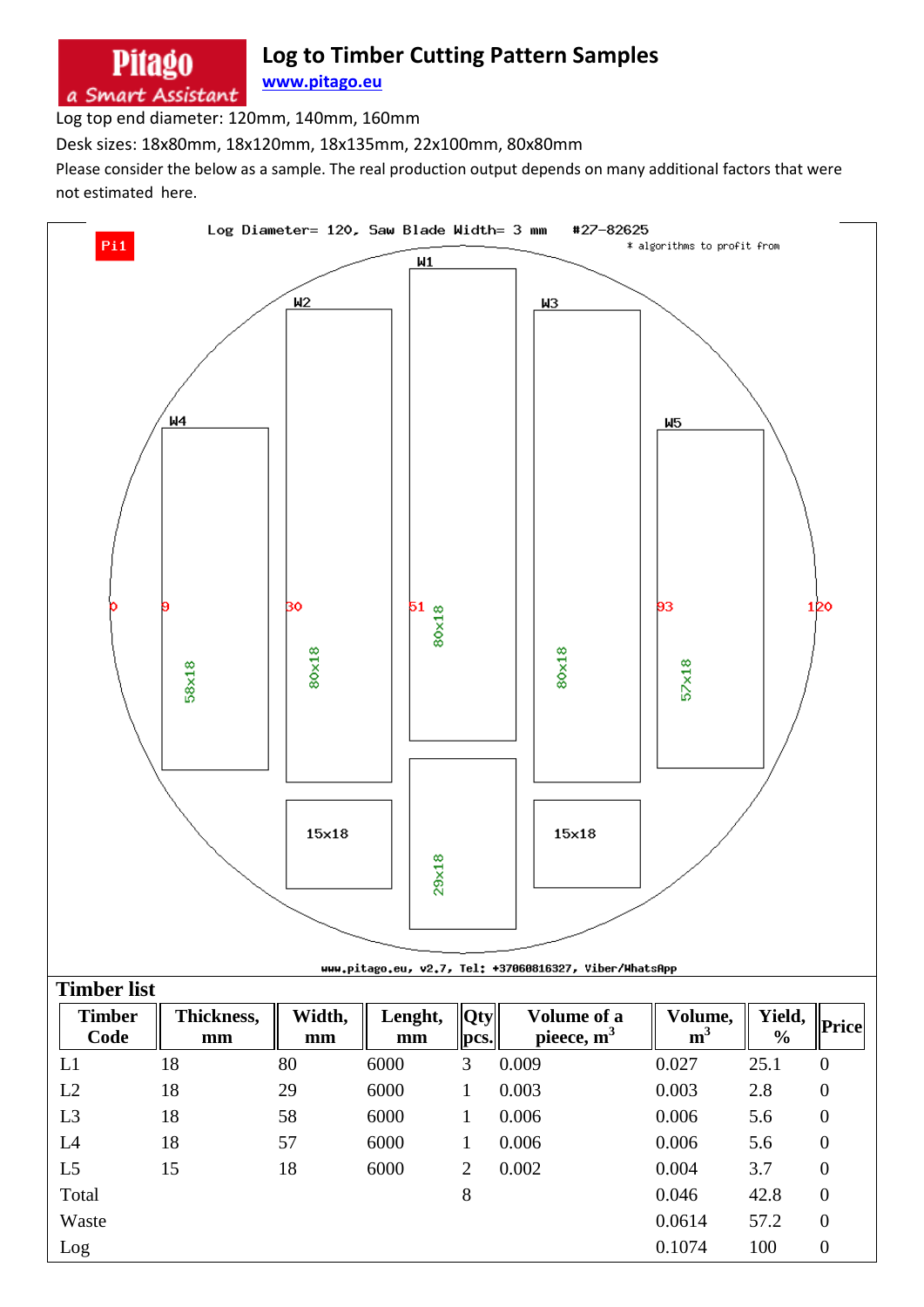Pitago
a Smart Assistant

# Log to Timber Cutting Pattern Samples

www.pitago.eu

Log top end diameter: 120mm, 140mm, 160mm

Desk sizes: 18x80mm, 18x120mm, 18x135mm, 22x100mm, 80x80mm

Please consider the below as a sample. The real production output depends on many additional factors that were not estimated here.

Log Diameter= 120, Saw Blade Width= 3 mm #27-82625

Pi1

\* algorithms to profit from

W1 W2 W3 W4 W5

0 9 30 51 93 120

58x18 80x18 80x18 80x18 57x18

15x18 29x18 15x18

www.pitago.eu, v2.7, Tel: +37060816327, Viber/WhatsApp

## Timber list

| Timber Code | Thickness, mm | Width, mm | Lenght, mm | Qty pcs. | Volume of a pieece, $m^3$ | Volume, $m^3$ | Yield, % | Price |
|---|---|---|---|---|---|---|---|---|
| L1 | 18 | 80 | 6000 | 3 | 0.009 | 0.027 | 25.1 | 0 |
| L2 | 18 | 29 | 6000 | 1 | 0.003 | 0.003 | 2.8 | 0 |
| L3 | 18 | 58 | 6000 | 1 | 0.006 | 0.006 | 5.6 | 0 |
| L4 | 18 | 57 | 6000 | 1 | 0.006 | 0.006 | 5.6 | 0 |
| L5 | 15 | 18 | 6000 | 2 | 0.002 | 0.004 | 3.7 | 0 |
| Total | | | | 8 | | 0.046 | 42.8 | 0 |
| Waste | | | | | | 0.0614 | 57.2 | 0 |
| Log | | | | | | 0.1074 | 100 | 0 |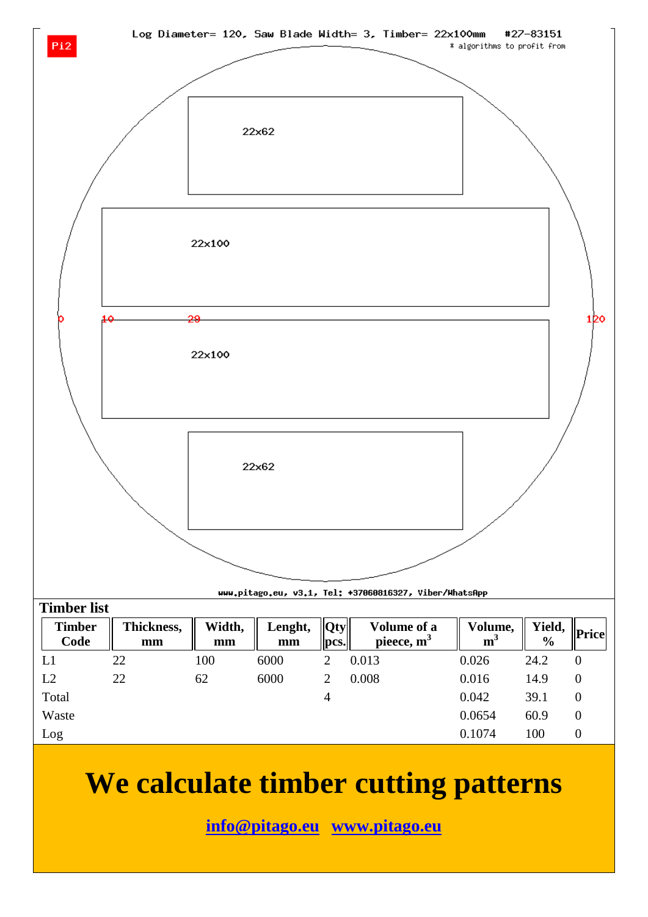Pi2

Log Diameter= 120, Saw Blade Width= 3, Timber= 22x100mm #27-83151

* algorithms to profit from

22x62

22x100

0 10 20 120

22x100

22x62

www.pitago.eu, v3.1, Tel: +37060816327, Viber/WhatsApp

## Timber list

| Timber Code | Thickness, mm | Width, mm | Lenght, mm | Qty pcs. | Volume of a pieece, $m^3$ | Volume, $m^3$ | Yield, % | Price |
|---|---|---|---|---|---|---|---|---|
| L1 | 22 | 100 | 6000 | 2 | 0.013 | 0.026 | 24.2 | 0 |
| L2 | 22 | 62 | 6000 | 2 | 0.008 | 0.016 | 14.9 | 0 |
| Total | | | | 4 | | 0.042 | 39.1 | 0 |
| Waste | | | | | | 0.0654 | 60.9 | 0 |
| Log | | | | | | 0.1074 | 100 | 0 |

# We calculate timber cutting patterns

info@pitago.eu www.pitago.eu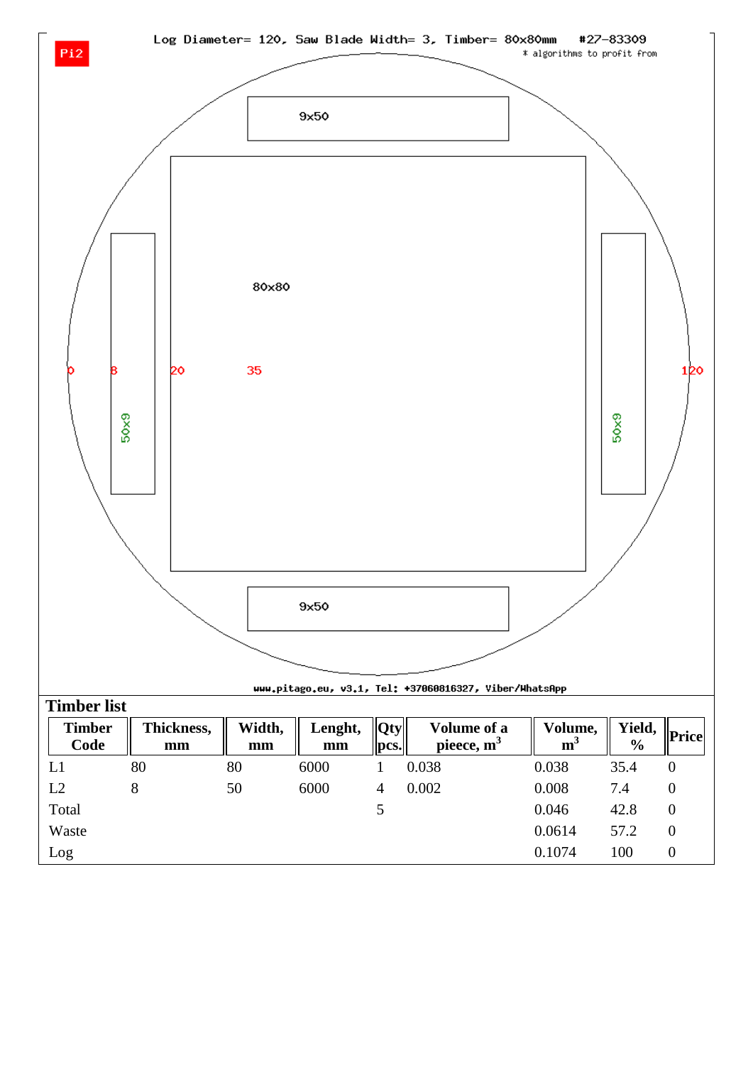Pi2

Log Diameter= 120, Saw Blade Width= 3, Timber= 80x80mm #27-83309

* algorithms to profit from

9x50

80x80

0 8 20 35 120

50x9

50x9

9x50

www.pitago.eu, v3.1, Tel: +37060816327, Viber/WhatsApp

## Timber list

| Timber Code | Thickness, mm | Width, mm | Lenght, mm | Qty pcs. | Volume of a pieece, $m^3$ | Volume, $m^3$ | Yield, % | Price |
|---|---|---|---|---|---|---|---|---|
| L1 | 80 | 80 | 6000 | 1 | 0.038 | 0.038 | 35.4 | 0 |
| L2 | 8 | 50 | 6000 | 4 | 0.002 | 0.008 | 7.4 | 0 |
| Total | | | | 5 | | 0.046 | 42.8 | 0 |
| Waste | | | | | | 0.0614 | 57.2 | 0 |
| Log | | | | | | 0.1074 | 100 | 0 |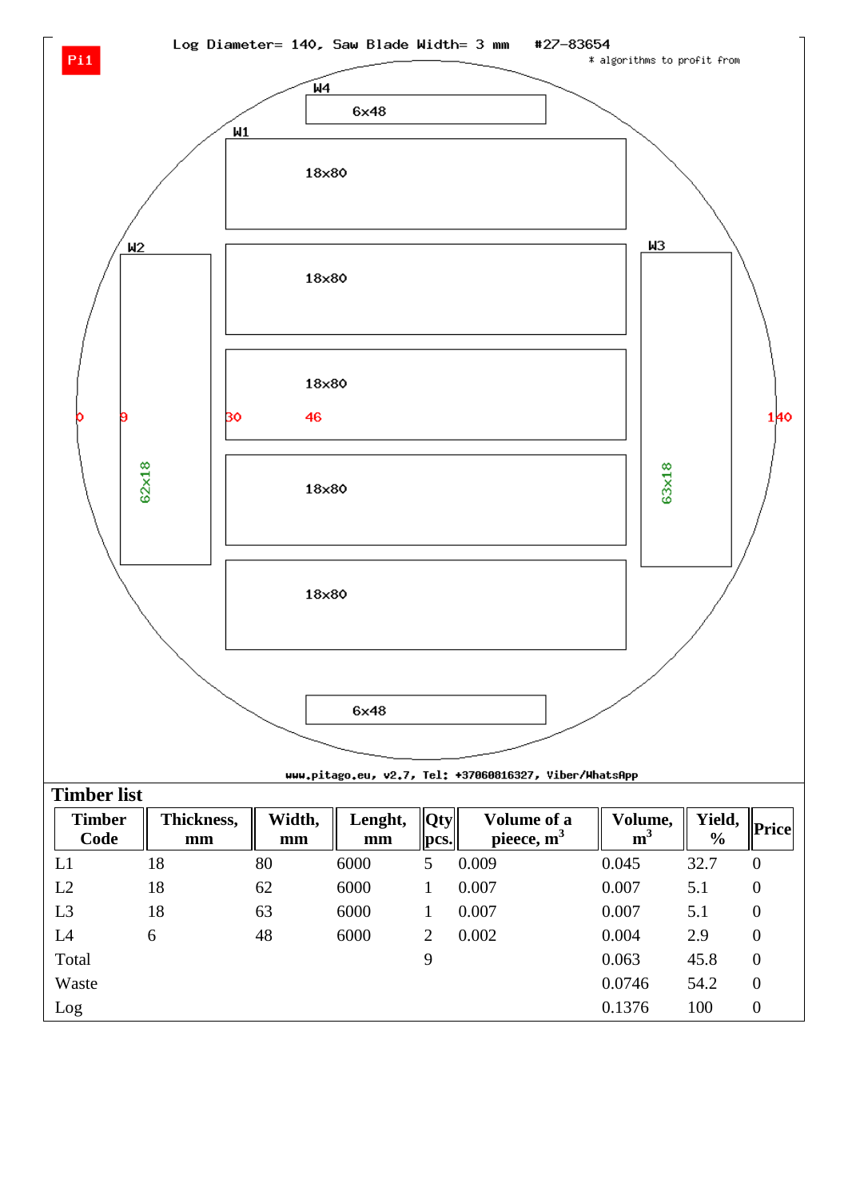Pi1

Log Diameter= 140, Saw Blade Width= 3 mm #27-83654

* algorithms to profit from

W4

6x48

W1

18x80

W2

W3

18x80

18x80

0 9 30 46 140

62x18

63x18

18x80

18x80

6x48

www.pitago.eu, v2.7, Tel: +37060816327, Viber/WhatsApp

## Timber list

| Timber Code | Thickness, mm | Width, mm | Lenght, mm | Qty pcs. | Volume of a pieece, $m^3$ | Volume, $m^3$ | Yield, % | Price |
|---|---|---|---|---|---|---|---|---|
| L1 | 18 | 80 | 6000 | 5 | 0.009 | 0.045 | 32.7 | 0 |
| L2 | 18 | 62 | 6000 | 1 | 0.007 | 0.007 | 5.1 | 0 |
| L3 | 18 | 63 | 6000 | 1 | 0.007 | 0.007 | 5.1 | 0 |
| L4 | 6 | 48 | 6000 | 2 | 0.002 | 0.004 | 2.9 | 0 |
| Total | | | | 9 | | 0.063 | 45.8 | 0 |
| Waste | | | | | | 0.0746 | 54.2 | 0 |
| Log | | | | | | 0.1376 | 100 | 0 |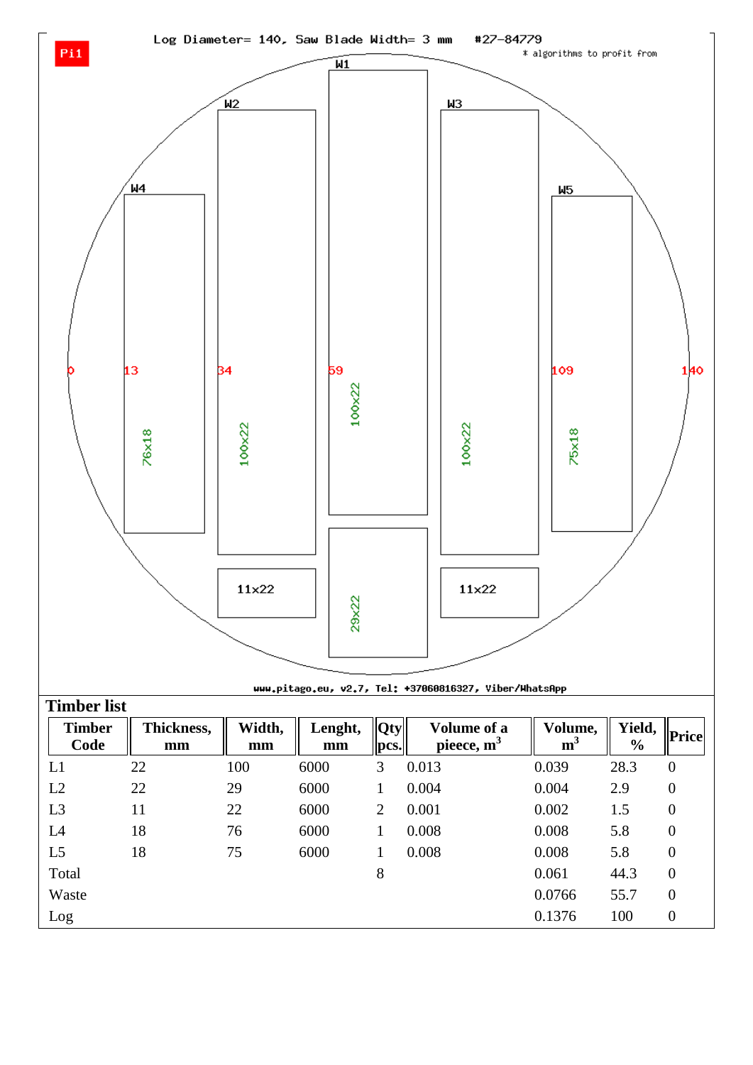Log Diameter= 140, Saw Blade Width= 3 mm    #27-84779

Pi1

* algorithms to profit from

W1

W2

W3

W4

W5

0    13    34    59    109    140

76x18    100x22    100x22    100x22    75x18

11x22    29x22    11x22

www.pitago.eu, v2.7, Tel: +37060816327, Viber/WhatsApp

## Timber list

| Timber Code | Thickness, mm | Width, mm | Lenght, mm | Qty pcs. | Volume of a pieece, $m^3$ | Volume, $m^3$ | Yield, % | Price |
|---|---|---|---|---|---|---|---|---|
| L1 | 22 | 100 | 6000 | 3 | 0.013 | 0.039 | 28.3 | 0 |
| L2 | 22 | 29 | 6000 | 1 | 0.004 | 0.004 | 2.9 | 0 |
| L3 | 11 | 22 | 6000 | 2 | 0.001 | 0.002 | 1.5 | 0 |
| L4 | 18 | 76 | 6000 | 1 | 0.008 | 0.008 | 5.8 | 0 |
| L5 | 18 | 75 | 6000 | 1 | 0.008 | 0.008 | 5.8 | 0 |
| Total | | | | 8 | | 0.061 | 44.3 | 0 |
| Waste | | | | | | 0.0766 | 55.7 | 0 |
| Log | | | | | | 0.1376 | 100 | 0 |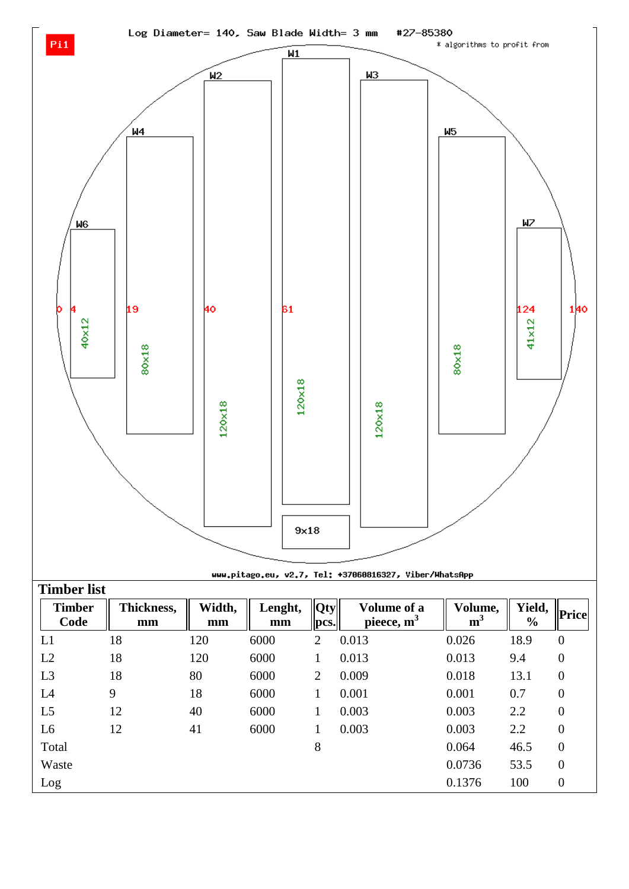Log Diameter= 140, Saw Blade Width= 3 mm #27-85380

Pi1

* algorithms to profit from

W1 W2 W3 W4 W5 W6 W7

0 4 19 40 61 124 140

40x12 80x18 120x18 120x18 120x18 80x18 41x12 9x18

www.pitago.eu, v2.7, Tel: +37060816327, Viber/WhatsApp

## Timber list

| Timber Code | Thickness, mm | Width, mm | Lenght, mm | Qty pcs. | Volume of a pieece, $m^3$ | Volume, $m^3$ | Yield, % | Price |
|---|---|---|---|---|---|---|---|---|
| L1 | 18 | 120 | 6000 | 2 | 0.013 | 0.026 | 18.9 | 0 |
| L2 | 18 | 120 | 6000 | 1 | 0.013 | 0.013 | 9.4 | 0 |
| L3 | 18 | 80 | 6000 | 2 | 0.009 | 0.018 | 13.1 | 0 |
| L4 | 9 | 18 | 6000 | 1 | 0.001 | 0.001 | 0.7 | 0 |
| L5 | 12 | 40 | 6000 | 1 | 0.003 | 0.003 | 2.2 | 0 |
| L6 | 12 | 41 | 6000 | 1 | 0.003 | 0.003 | 2.2 | 0 |
| Total | | | | 8 | | 0.064 | 46.5 | 0 |
| Waste | | | | | | 0.0736 | 53.5 | 0 |
| Log | | | | | | 0.1376 | 100 | 0 |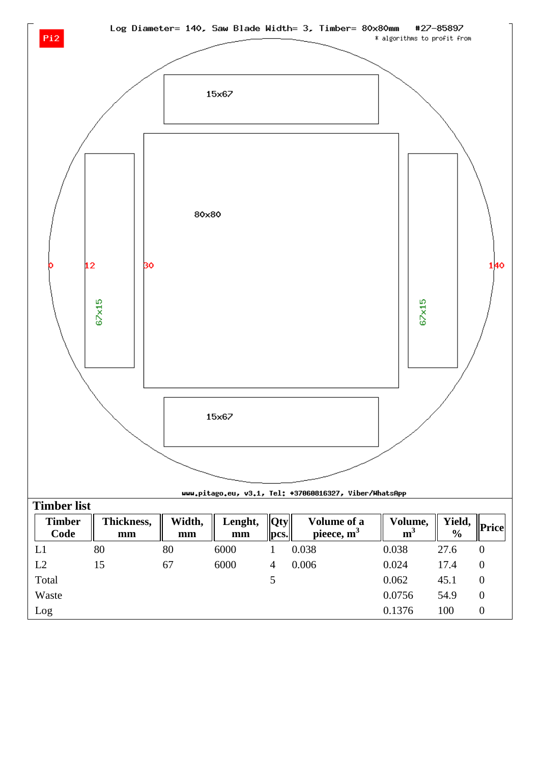Pi2

Log Diameter= 140, Saw Blade Width= 3, Timber= 80x80mm #27-85897

* algorithms to profit from

15x67

80x80

0 12 30 140

67x15 67x15

15x67

www.pitago.eu, v3.1, Tel: +37060816327, Viber/WhatsApp

## Timber list

| Timber Code | Thickness, mm | Width, mm | Lenght, mm | Qty pcs. | Volume of a pieece, $m^3$ | Volume, $m^3$ | Yield, % | Price |
|---|---|---|---|---|---|---|---|---|
| L1 | 80 | 80 | 6000 | 1 | 0.038 | 0.038 | 27.6 | 0 |
| L2 | 15 | 67 | 6000 | 4 | 0.006 | 0.024 | 17.4 | 0 |
| Total | | | | 5 | | 0.062 | 45.1 | 0 |
| Waste | | | | | | 0.0756 | 54.9 | 0 |
| Log | | | | | | 0.1376 | 100 | 0 |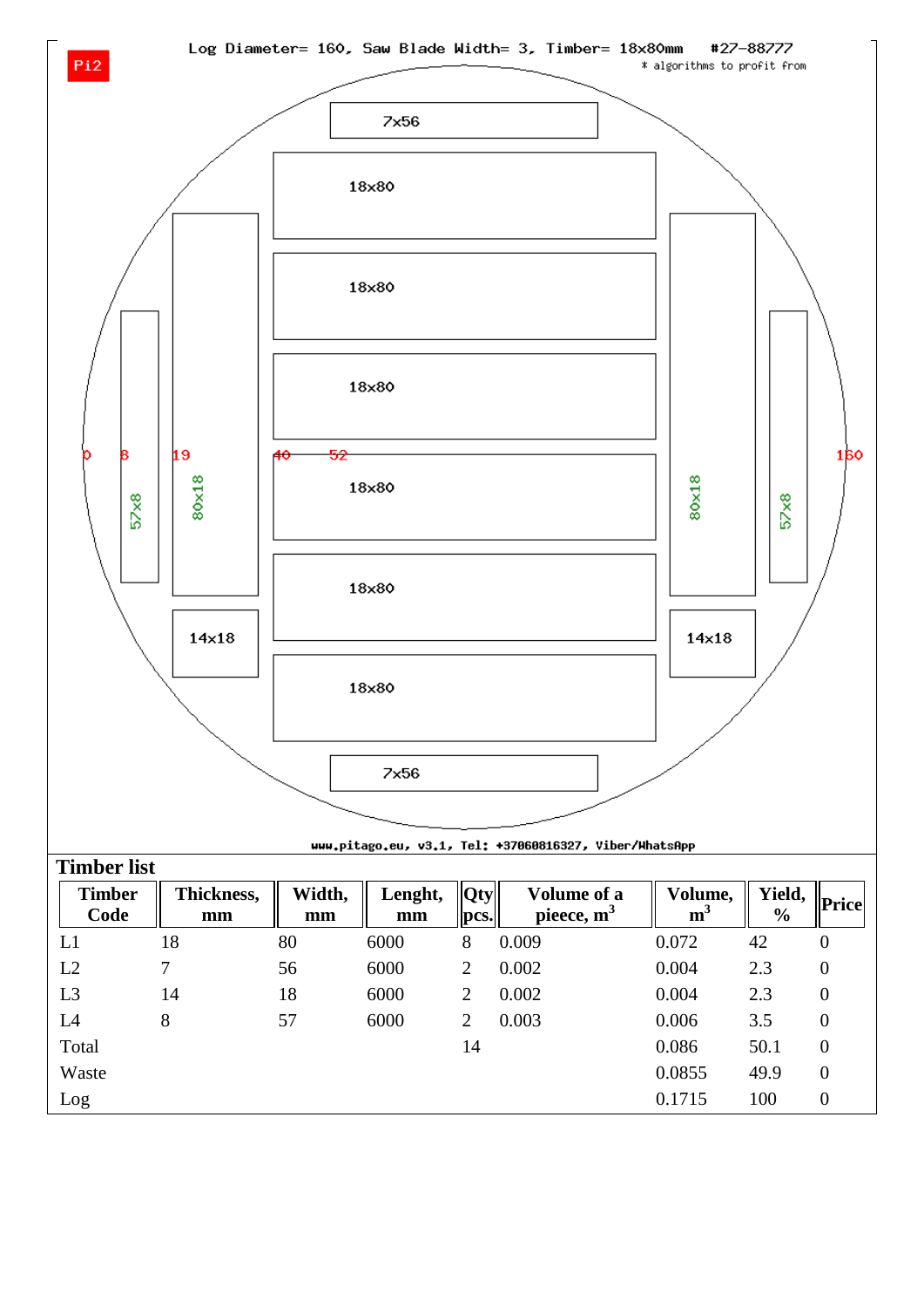Pi2

Log Diameter= 160, Saw Blade Width= 3, Timber= 18x80mm #27-88777
* algorithms to profit from

www.pitago.eu, v3.1, Tel: +37060816327, Viber/WhatsApp

## Timber list

| Timber Code | Thickness, mm | Width, mm | Lenght, mm | Qty pcs. | Volume of a pieece, $m^3$ | Volume, $m^3$ | Yield, % | Price |
|---|---|---|---|---|---|---|---|---|
| L1 | 18 | 80 | 6000 | 8 | 0.009 | 0.072 | 42 | 0 |
| L2 | 7 | 56 | 6000 | 2 | 0.002 | 0.004 | 2.3 | 0 |
| L3 | 14 | 18 | 6000 | 2 | 0.002 | 0.004 | 2.3 | 0 |
| L4 | 8 | 57 | 6000 | 2 | 0.003 | 0.006 | 3.5 | 0 |
| Total | | | | 14 | | 0.086 | 50.1 | 0 |
| Waste | | | | | | 0.0855 | 49.9 | 0 |
| Log | | | | | | 0.1715 | 100 | 0 |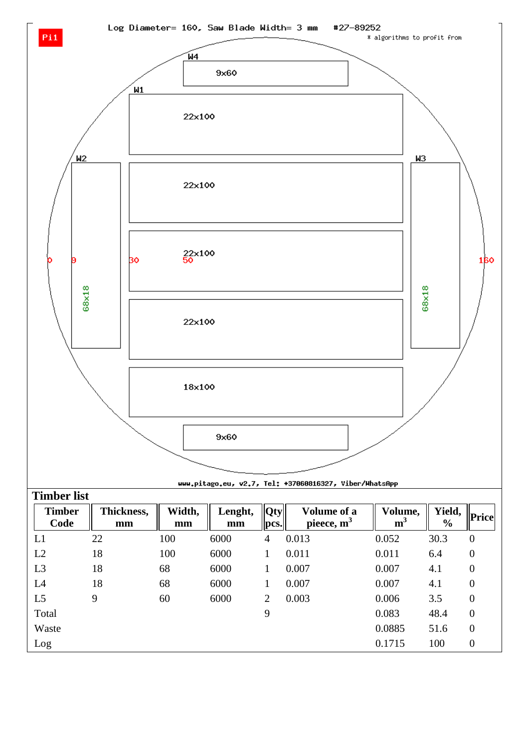Pi1

Log Diameter= 160, Saw Blade Width= 3 mm #27-89252

\* algorithms to profit from

W4

9x60

W1

22x100

W2

W3

22x100

0 9 30 22x100 50 160

68x18

68x18

22x100

18x100

9x60

www.pitago.eu, v2.7, Tel: +37060816327, Viber/WhatsApp

## Timber list

| Timber Code | Thickness, mm | Width, mm | Lenght, mm | Qty pcs. | Volume of a pieece, $m^3$ | Volume, $m^3$ | Yield, % | Price |
|---|---|---|---|---|---|---|---|---|
| L1 | 22 | 100 | 6000 | 4 | 0.013 | 0.052 | 30.3 | 0 |
| L2 | 18 | 100 | 6000 | 1 | 0.011 | 0.011 | 6.4 | 0 |
| L3 | 18 | 68 | 6000 | 1 | 0.007 | 0.007 | 4.1 | 0 |
| L4 | 18 | 68 | 6000 | 1 | 0.007 | 0.007 | 4.1 | 0 |
| L5 | 9 | 60 | 6000 | 2 | 0.003 | 0.006 | 3.5 | 0 |
| Total | | | | 9 | | 0.083 | 48.4 | 0 |
| Waste | | | | | | 0.0885 | 51.6 | 0 |
| Log | | | | | | 0.1715 | 100 | 0 |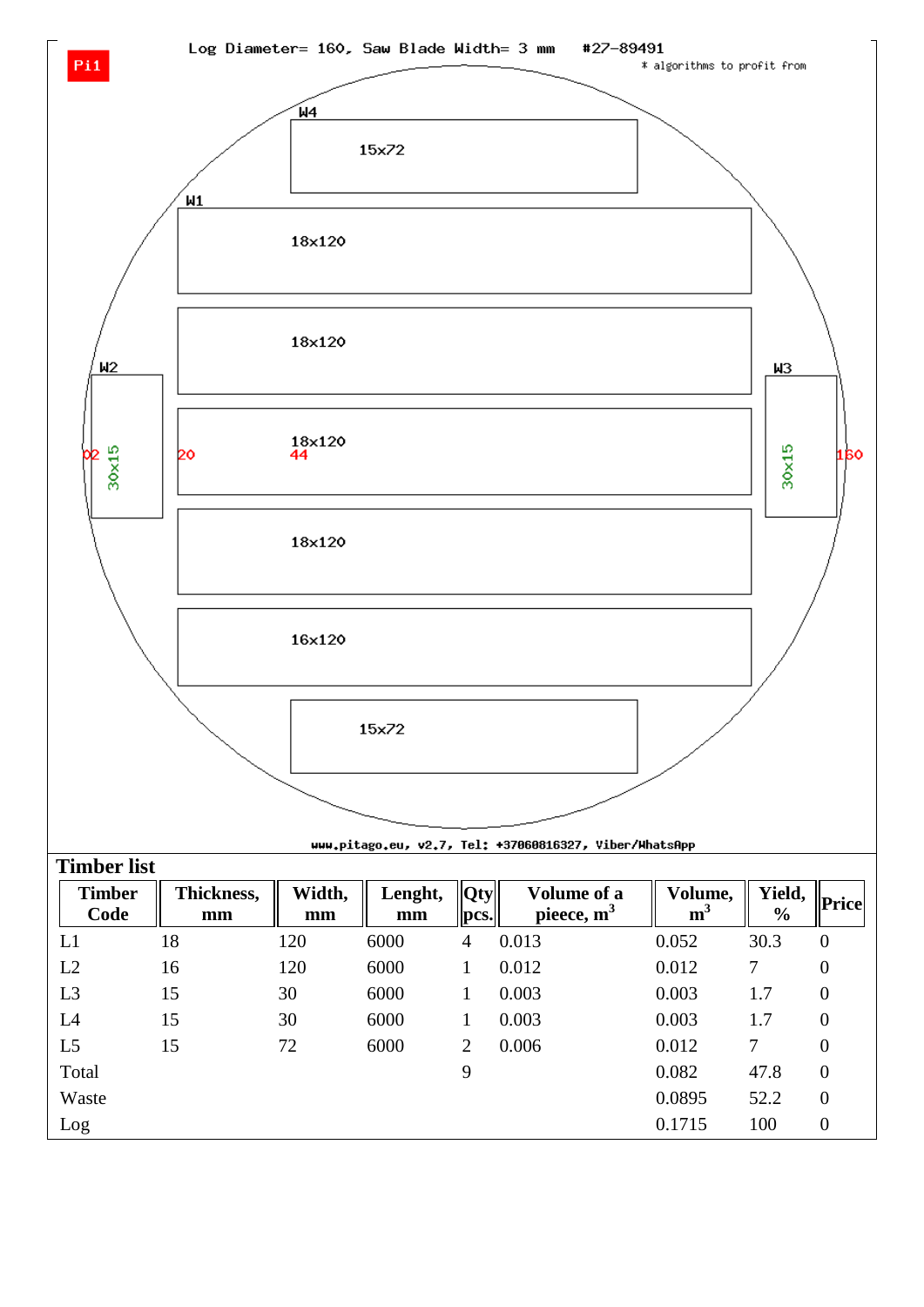Pi1

Log Diameter= 160, Saw Blade Width= 3 mm #27-89491

\* algorithms to profit from

W4

15x72

W1

18x120

18x120

W2 W3

02 30x15 20 18x120 44 30x15 160

18x120

16x120

15x72

www.pitago.eu, v2.7, Tel: +37060816327, Viber/WhatsApp

## Timber list

| Timber Code | Thickness, mm | Width, mm | Lenght, mm | Qty pcs. | Volume of a pieece, $m^3$ | Volume, $m^3$ | Yield, % | Price |
|---|---|---|---|---|---|---|---|---|
| L1 | 18 | 120 | 6000 | 4 | 0.013 | 0.052 | 30.3 | 0 |
| L2 | 16 | 120 | 6000 | 1 | 0.012 | 0.012 | 7 | 0 |
| L3 | 15 | 30 | 6000 | 1 | 0.003 | 0.003 | 1.7 | 0 |
| L4 | 15 | 30 | 6000 | 1 | 0.003 | 0.003 | 1.7 | 0 |
| L5 | 15 | 72 | 6000 | 2 | 0.006 | 0.012 | 7 | 0 |
| Total | | | | 9 | | 0.082 | 47.8 | 0 |
| Waste | | | | | | 0.0895 | 52.2 | 0 |
| Log | | | | | | 0.1715 | 100 | 0 |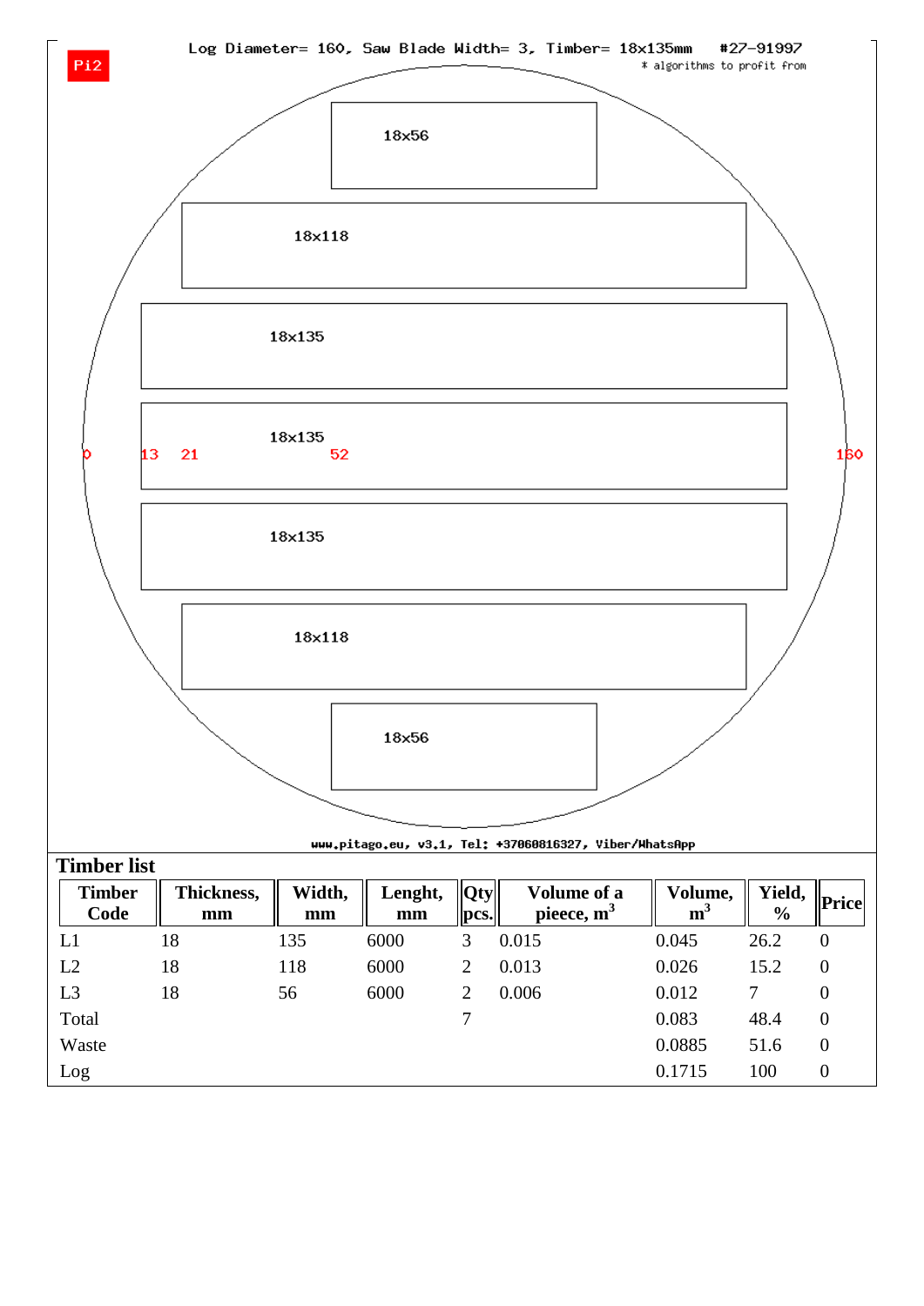Log Diameter= 160, Saw Blade Width= 3, Timber= 18x135mm #27-91997

* algorithms to profit from

Pi2

18x56

18x118

18x135

18x135

0 13 21 52 160

18x135

18x118

18x56

www.pitago.eu, v3.1, Tel: +37060816327, Viber/WhatsApp

## Timber list

| Timber Code | Thickness, mm | Width, mm | Lenght, mm | Qty pcs. | Volume of a pieece, $m^3$ | Volume, $m^3$ | Yield, % | Price |
|---|---|---|---|---|---|---|---|---|
| L1 | 18 | 135 | 6000 | 3 | 0.015 | 0.045 | 26.2 | 0 |
| L2 | 18 | 118 | 6000 | 2 | 0.013 | 0.026 | 15.2 | 0 |
| L3 | 18 | 56 | 6000 | 2 | 0.006 | 0.012 | 7 | 0 |
| Total | | | | 7 | | 0.083 | 48.4 | 0 |
| Waste | | | | | | 0.0885 | 51.6 | 0 |
| Log | | | | | | 0.1715 | 100 | 0 |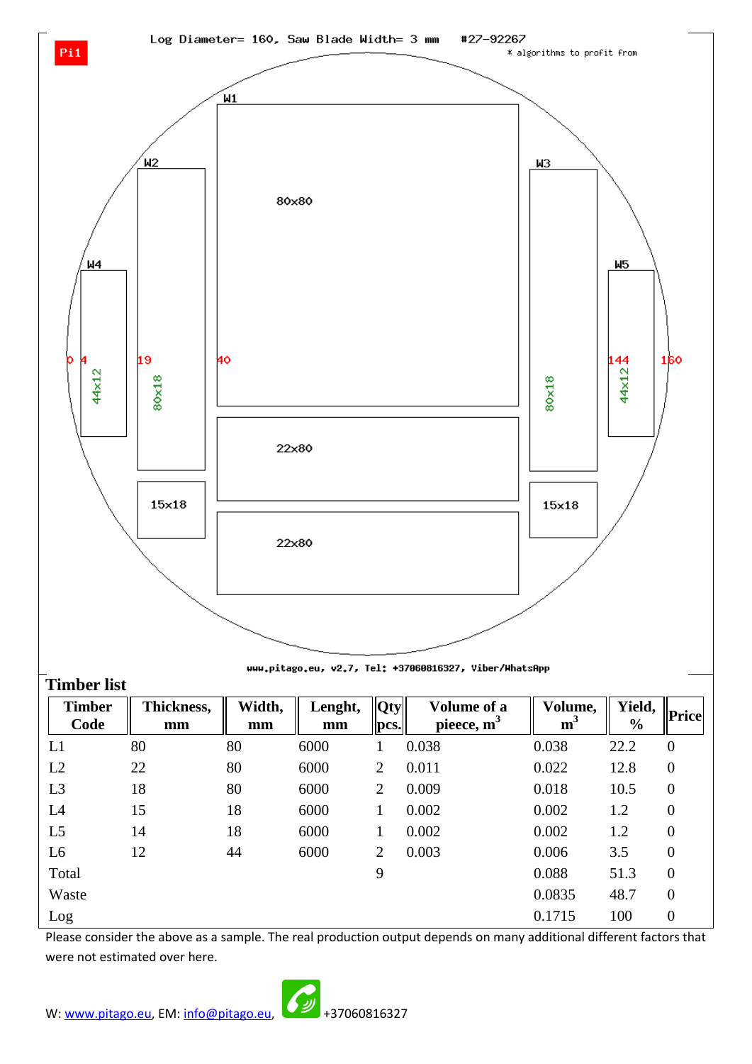Pi1

Log Diameter= 160, Saw Blade Width= 3 mm #27-92267

* algorithms to profit from

W1 W2 W3 W4 W5

80x80

0 4 19 40 144 160

44x12 80x18 80x18 44x12

22x80

15x18 15x18

22x80

www.pitago.eu, v2.7, Tel: +37060816327, Viber/WhatsApp

## Timber list

| Timber Code | Thickness, mm | Width, mm | Lenght, mm | Qty pcs. | Volume of a pieece, $m^3$ | Volume, $m^3$ | Yield, % | Price |
|---|---|---|---|---|---|---|---|---|
| L1 | 80 | 80 | 6000 | 1 | 0.038 | 0.038 | 22.2 | 0 |
| L2 | 22 | 80 | 6000 | 2 | 0.011 | 0.022 | 12.8 | 0 |
| L3 | 18 | 80 | 6000 | 2 | 0.009 | 0.018 | 10.5 | 0 |
| L4 | 15 | 18 | 6000 | 1 | 0.002 | 0.002 | 1.2 | 0 |
| L5 | 14 | 18 | 6000 | 1 | 0.002 | 0.002 | 1.2 | 0 |
| L6 | 12 | 44 | 6000 | 2 | 0.003 | 0.006 | 3.5 | 0 |
| Total | | | | 9 | | 0.088 | 51.3 | 0 |
| Waste | | | | | | 0.0835 | 48.7 | 0 |
| Log | | | | | | 0.1715 | 100 | 0 |

Please consider the above as a sample. The real production output depends on many additional different factors that were not estimated over here.

W: www.pitago.eu, EM: info@pitago.eu, +37060816327